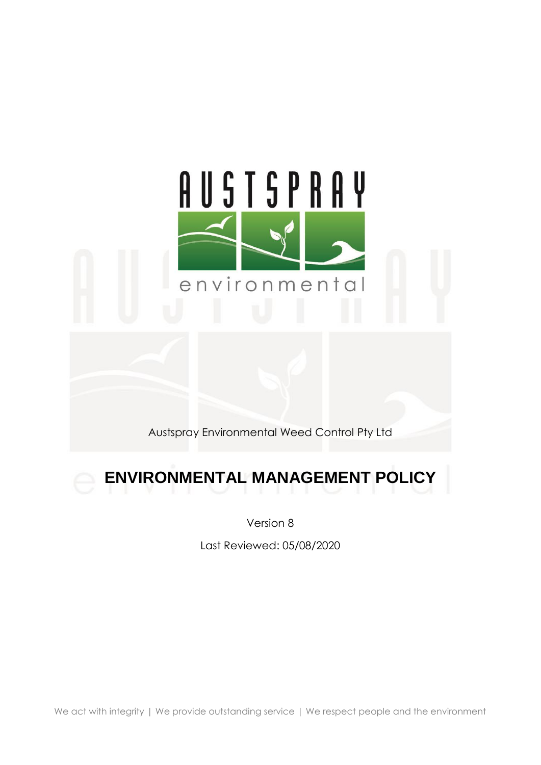Austspray Environmental Weed Control Pty Ltd

# ENVIRONMENTAL MANAGEMENT POLICY

Version 8

Last Reviewed: 05/08/2020

We act with integrity | We provide outstanding service | We respect people and the environment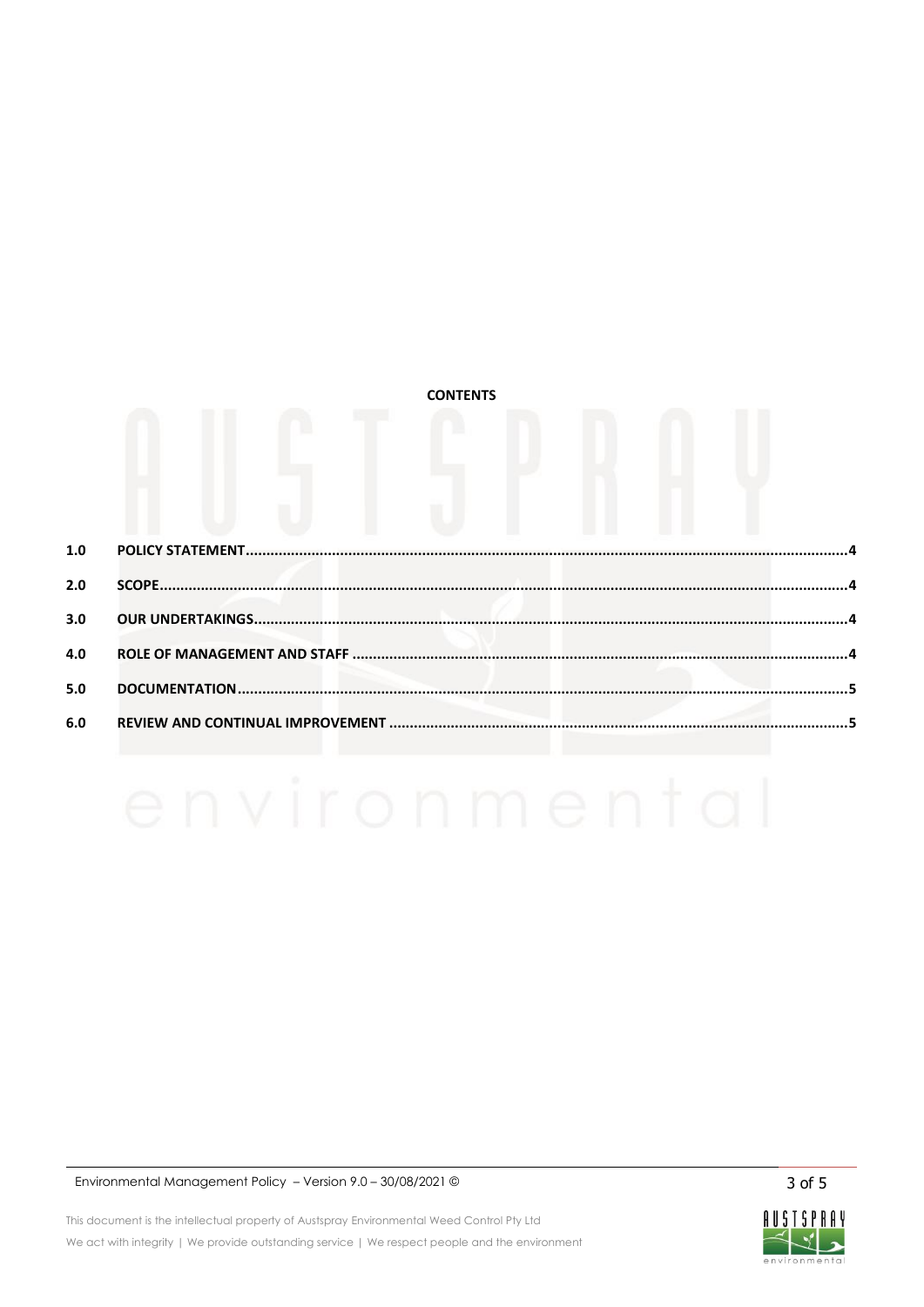**CONTENTS**

| | | |
|---|---|---|
| 1.0 | POLICY STATEMENT | 4 |
| 2.0 | SCOPE | 4 |
| 3.0 | OUR UNDERTAKINGS | 4 |
| 4.0 | ROLE OF MANAGEMENT AND STAFF | 4 |
| 5.0 | DOCUMENTATION | 5 |
| 6.0 | REVIEW AND CONTINUAL IMPROVEMENT | 5 |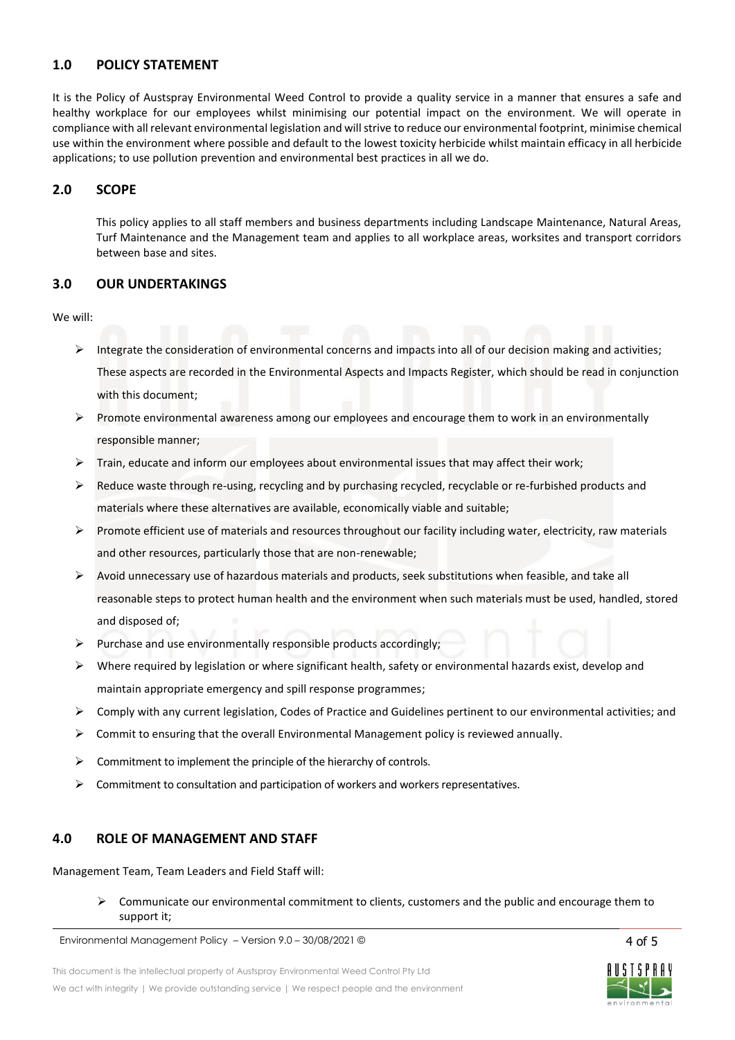## 1.0 POLICY STATEMENT

It is the Policy of Austspray Environmental Weed Control to provide a quality service in a manner that ensures a safe and healthy workplace for our employees whilst minimising our potential impact on the environment. We will operate in compliance with all relevant environmental legislation and will strive to reduce our environmental footprint, minimise chemical use within the environment where possible and default to the lowest toxicity herbicide whilst maintain efficacy in all herbicide applications; to use pollution prevention and environmental best practices in all we do.

## 2.0 SCOPE

This policy applies to all staff members and business departments including Landscape Maintenance, Natural Areas, Turf Maintenance and the Management team and applies to all workplace areas, worksites and transport corridors between base and sites.

## 3.0 OUR UNDERTAKINGS

We will:

- Integrate the consideration of environmental concerns and impacts into all of our decision making and activities; These aspects are recorded in the Environmental Aspects and Impacts Register, which should be read in conjunction with this document;
- Promote environmental awareness among our employees and encourage them to work in an environmentally responsible manner;
- Train, educate and inform our employees about environmental issues that may affect their work;
- Reduce waste through re-using, recycling and by purchasing recycled, recyclable or re-furbished products and materials where these alternatives are available, economically viable and suitable;
- Promote efficient use of materials and resources throughout our facility including water, electricity, raw materials and other resources, particularly those that are non-renewable;
- Avoid unnecessary use of hazardous materials and products, seek substitutions when feasible, and take all reasonable steps to protect human health and the environment when such materials must be used, handled, stored and disposed of;
- Purchase and use environmentally responsible products accordingly;
- Where required by legislation or where significant health, safety or environmental hazards exist, develop and maintain appropriate emergency and spill response programmes;
- Comply with any current legislation, Codes of Practice and Guidelines pertinent to our environmental activities; and
- Commit to ensuring that the overall Environmental Management policy is reviewed annually.
- Commitment to implement the principle of the hierarchy of controls.
- Commitment to consultation and participation of workers and workers representatives.

## 4.0 ROLE OF MANAGEMENT AND STAFF

Management Team, Team Leaders and Field Staff will:

- Communicate our environmental commitment to clients, customers and the public and encourage them to support it;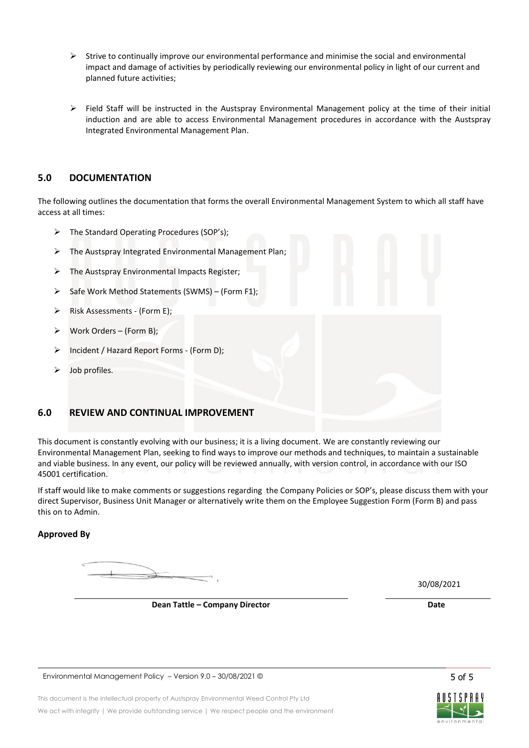- Strive to continually improve our environmental performance and minimise the social and environmental impact and damage of activities by periodically reviewing our environmental policy in light of our current and planned future activities;

- Field Staff will be instructed in the Austspray Environmental Management policy at the time of their initial induction and are able to access Environmental Management procedures in accordance with the Austspray Integrated Environmental Management Plan.

## 5.0 DOCUMENTATION

The following outlines the documentation that forms the overall Environmental Management System to which all staff have access at all times:

- The Standard Operating Procedures (SOP's);
- The Austspray Integrated Environmental Management Plan;
- The Austspray Environmental Impacts Register;
- Safe Work Method Statements (SWMS) – (Form F1);
- Risk Assessments - (Form E);
- Work Orders – (Form B);
- Incident / Hazard Report Forms - (Form D);
- Job profiles.

## 6.0 REVIEW AND CONTINUAL IMPROVEMENT

This document is constantly evolving with our business; it is a living document. We are constantly reviewing our Environmental Management Plan, seeking to find ways to improve our methods and techniques, to maintain a sustainable and viable business. In any event, our policy will be reviewed annually, with version control, in accordance with our ISO 45001 certification.

If staff would like to make comments or suggestions regarding the Company Policies or SOP's, please discuss them with your direct Supervisor, Business Unit Manager or alternatively write them on the Employee Suggestion Form (Form B) and pass this on to Admin.

**Approved By**

| | |
|---|---|
| | 30/08/2021 |
| **Dean Tattle – Company Director** | **Date** |

This document is the intellectual property of Austspray Environmental Weed Control Pty Ltd

We act with integrity | We provide outstanding service | We respect people and the environment